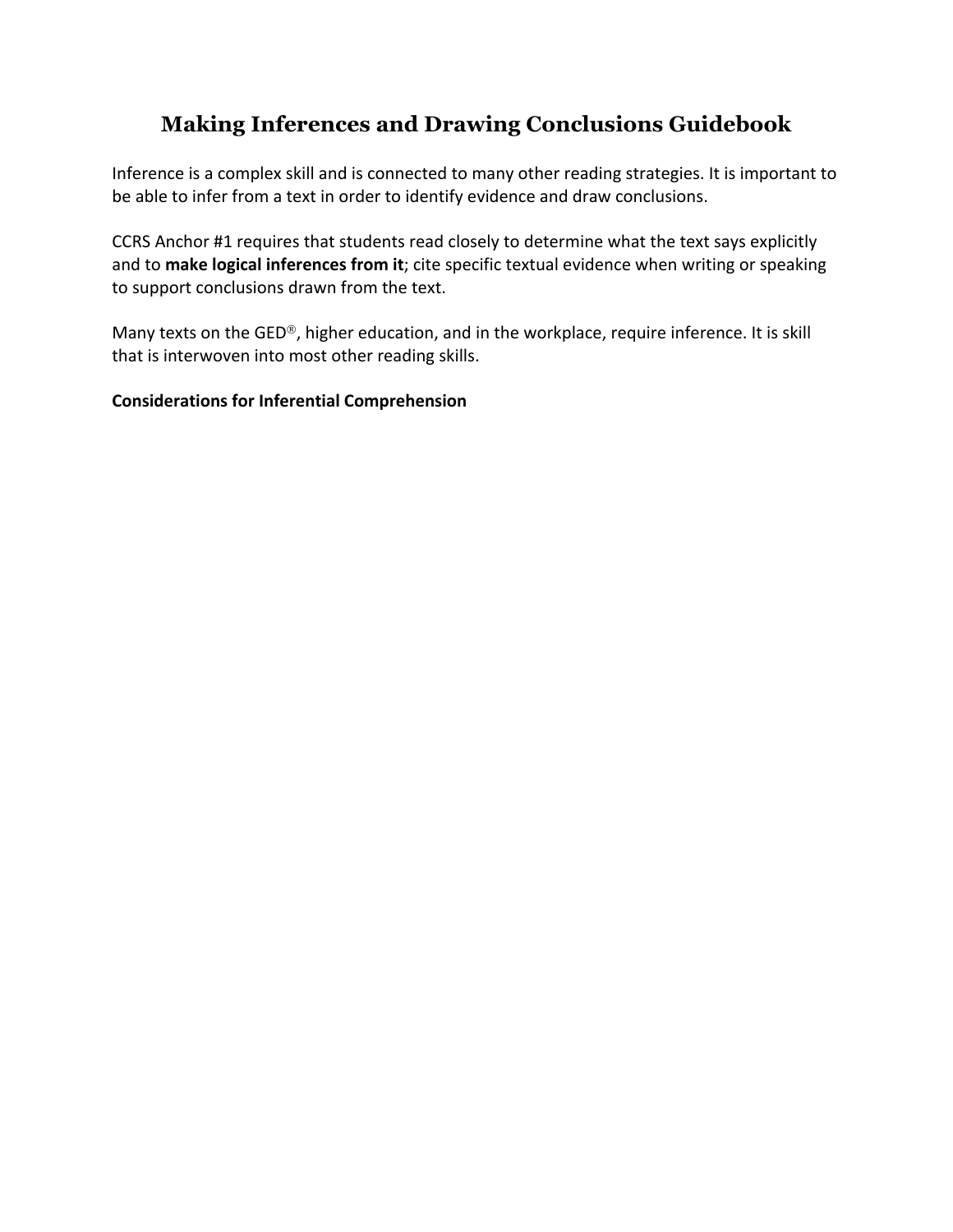# Making Inferences and Drawing Conclusions Guidebook

Inference is a complex skill and is connected to many other reading strategies. It is important to be able to infer from a text in order to identify evidence and draw conclusions.

CCRS Anchor #1 requires that students read closely to determine what the text says explicitly and to **make logical inferences from it**; cite specific textual evidence when writing or speaking to support conclusions drawn from the text.

Many texts on the GED®, higher education, and in the workplace, require inference. It is skill that is interwoven into most other reading skills.

**Considerations for Inferential Comprehension**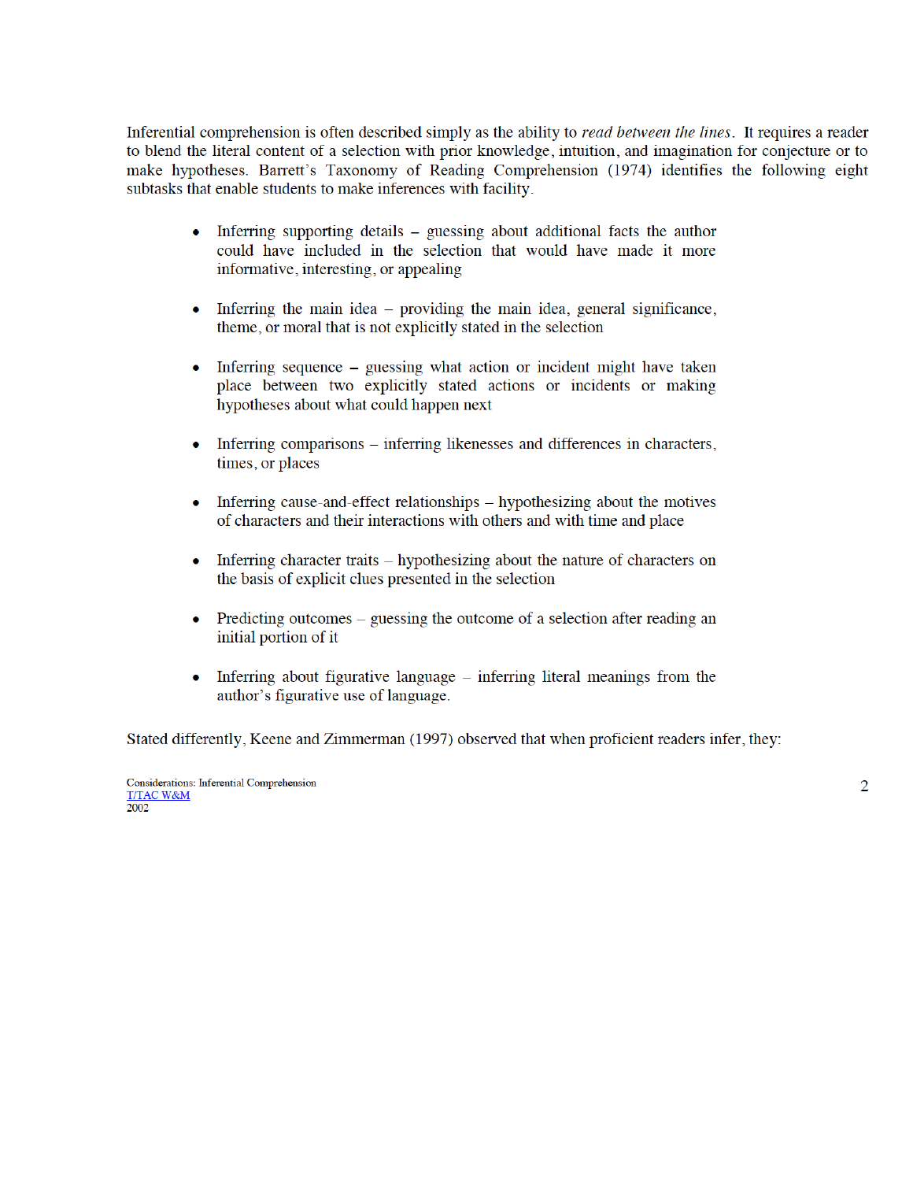Inferential comprehension is often described simply as the ability to *read between the lines*. It requires a reader to blend the literal content of a selection with prior knowledge, intuition, and imagination for conjecture or to make hypotheses. Barrett's Taxonomy of Reading Comprehension (1974) identifies the following eight subtasks that enable students to make inferences with facility.

- Inferring supporting details – guessing about additional facts the author could have included in the selection that would have made it more informative, interesting, or appealing

- Inferring the main idea – providing the main idea, general significance, theme, or moral that is not explicitly stated in the selection

- Inferring sequence – guessing what action or incident might have taken place between two explicitly stated actions or incidents or making hypotheses about what could happen next

- Inferring comparisons – inferring likenesses and differences in characters, times, or places

- Inferring cause-and-effect relationships – hypothesizing about the motives of characters and their interactions with others and with time and place

- Inferring character traits – hypothesizing about the nature of characters on the basis of explicit clues presented in the selection

- Predicting outcomes – guessing the outcome of a selection after reading an initial portion of it

- Inferring about figurative language – inferring literal meanings from the author's figurative use of language.

Stated differently, Keene and Zimmerman (1997) observed that when proficient readers infer, they: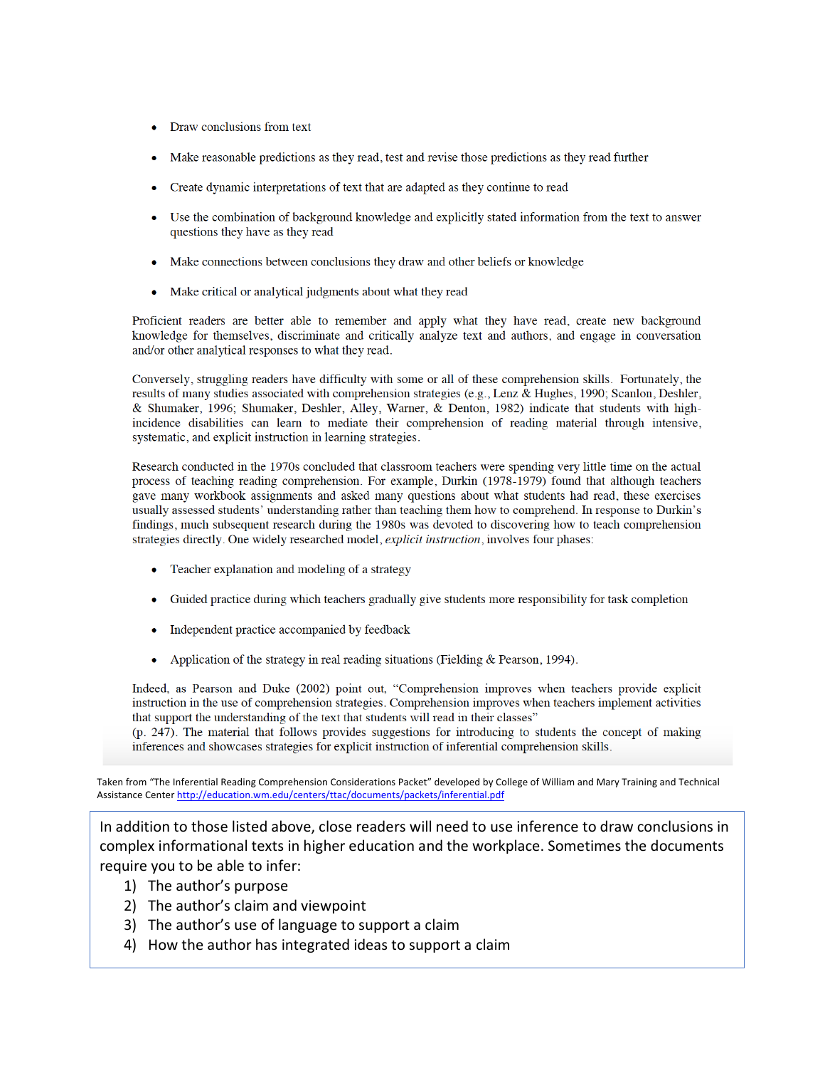- Draw conclusions from text
- Make reasonable predictions as they read, test and revise those predictions as they read further
- Create dynamic interpretations of text that are adapted as they continue to read
- Use the combination of background knowledge and explicitly stated information from the text to answer questions they have as they read
- Make connections between conclusions they draw and other beliefs or knowledge
- Make critical or analytical judgments about what they read

Proficient readers are better able to remember and apply what they have read, create new background knowledge for themselves, discriminate and critically analyze text and authors, and engage in conversation and/or other analytical responses to what they read.

Conversely, struggling readers have difficulty with some or all of these comprehension skills. Fortunately, the results of many studies associated with comprehension strategies (e.g., Lenz & Hughes, 1990; Scanlon, Deshler, & Shumaker, 1996; Shumaker, Deshler, Alley, Warner, & Denton, 1982) indicate that students with high-incidence disabilities can learn to mediate their comprehension of reading material through intensive, systematic, and explicit instruction in learning strategies.

Research conducted in the 1970s concluded that classroom teachers were spending very little time on the actual process of teaching reading comprehension. For example, Durkin (1978-1979) found that although teachers gave many workbook assignments and asked many questions about what students had read, these exercises usually assessed students' understanding rather than teaching them how to comprehend. In response to Durkin's findings, much subsequent research during the 1980s was devoted to discovering how to teach comprehension strategies directly. One widely researched model, *explicit instruction*, involves four phases:

- Teacher explanation and modeling of a strategy
- Guided practice during which teachers gradually give students more responsibility for task completion
- Independent practice accompanied by feedback
- Application of the strategy in real reading situations (Fielding & Pearson, 1994).

Indeed, as Pearson and Duke (2002) point out, "Comprehension improves when teachers provide explicit instruction in the use of comprehension strategies. Comprehension improves when teachers implement activities that support the understanding of the text that students will read in their classes" (p. 247). The material that follows provides suggestions for introducing to students the concept of making inferences and showcases strategies for explicit instruction of inferential comprehension skills.

Taken from "The Inferential Reading Comprehension Considerations Packet" developed by College of William and Mary Training and Technical Assistance Center http://education.wm.edu/centers/ttac/documents/packets/inferential.pdf

In addition to those listed above, close readers will need to use inference to draw conclusions in complex informational texts in higher education and the workplace. Sometimes the documents require you to be able to infer:

1) The author's purpose
2) The author's claim and viewpoint
3) The author's use of language to support a claim
4) How the author has integrated ideas to support a claim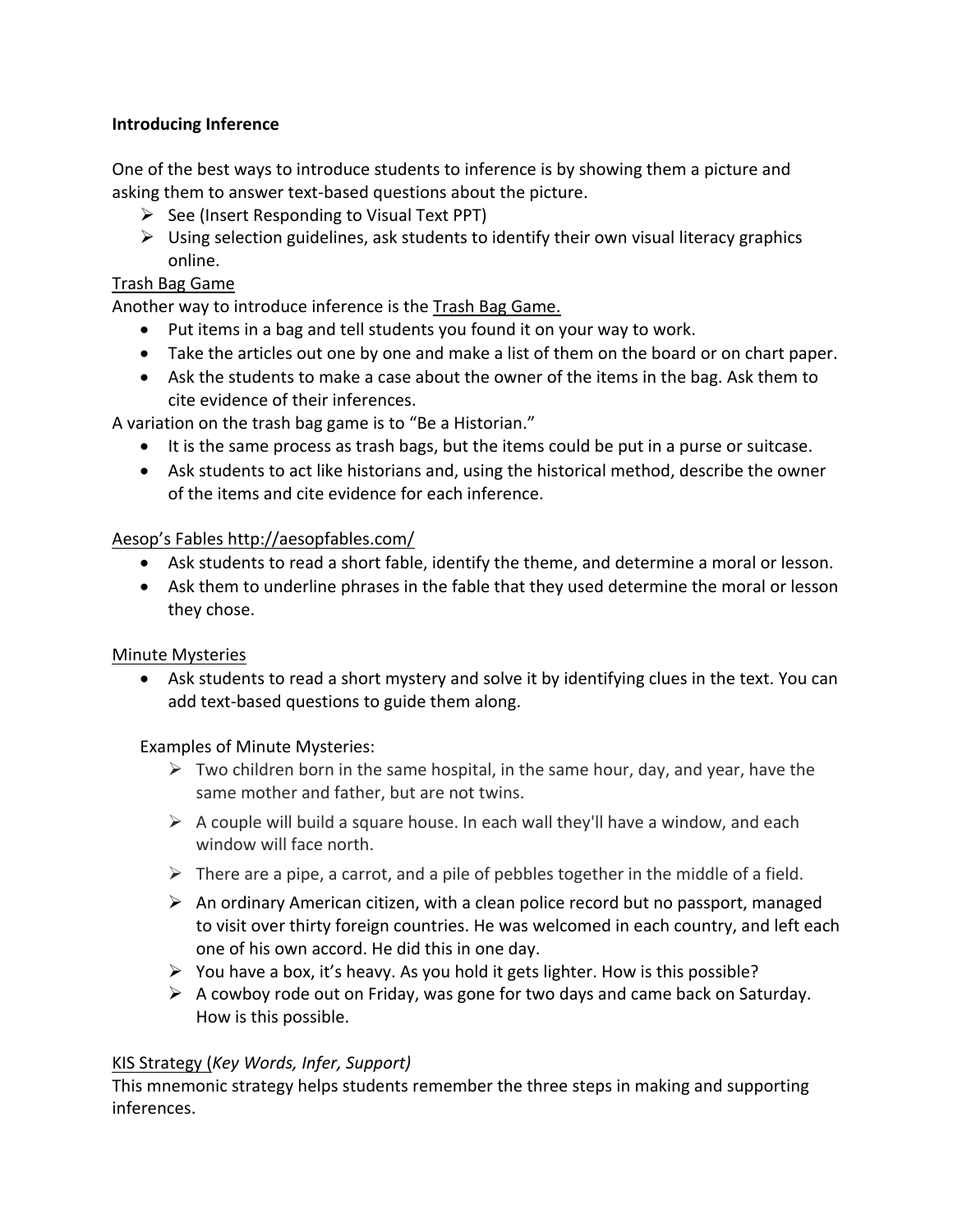**Introducing Inference**

One of the best ways to introduce students to inference is by showing them a picture and asking them to answer text-based questions about the picture.

- See (Insert Responding to Visual Text PPT)
- Using selection guidelines, ask students to identify their own visual literacy graphics online.

<u>Trash Bag Game</u>

Another way to introduce inference is the <u>Trash Bag Game.</u>

- Put items in a bag and tell students you found it on your way to work.
- Take the articles out one by one and make a list of them on the board or on chart paper.
- Ask the students to make a case about the owner of the items in the bag. Ask them to cite evidence of their inferences.

A variation on the trash bag game is to "Be a Historian."

- It is the same process as trash bags, but the items could be put in a purse or suitcase.
- Ask students to act like historians and, using the historical method, describe the owner of the items and cite evidence for each inference.

<u>Aesop's Fables http://aesopfables.com/</u>

- Ask students to read a short fable, identify the theme, and determine a moral or lesson.
- Ask them to underline phrases in the fable that they used determine the moral or lesson they chose.

<u>Minute Mysteries</u>

- Ask students to read a short mystery and solve it by identifying clues in the text. You can add text-based questions to guide them along.

Examples of Minute Mysteries:

- Two children born in the same hospital, in the same hour, day, and year, have the same mother and father, but are not twins.
- A couple will build a square house. In each wall they'll have a window, and each window will face north.
- There are a pipe, a carrot, and a pile of pebbles together in the middle of a field.
- An ordinary American citizen, with a clean police record but no passport, managed to visit over thirty foreign countries. He was welcomed in each country, and left each one of his own accord. He did this in one day.
- You have a box, it's heavy. As you hold it gets lighter. How is this possible?
- A cowboy rode out on Friday, was gone for two days and came back on Saturday. How is this possible.

<u>KIS Strategy (</u>*Key Words, Infer, Support)*

This mnemonic strategy helps students remember the three steps in making and supporting inferences.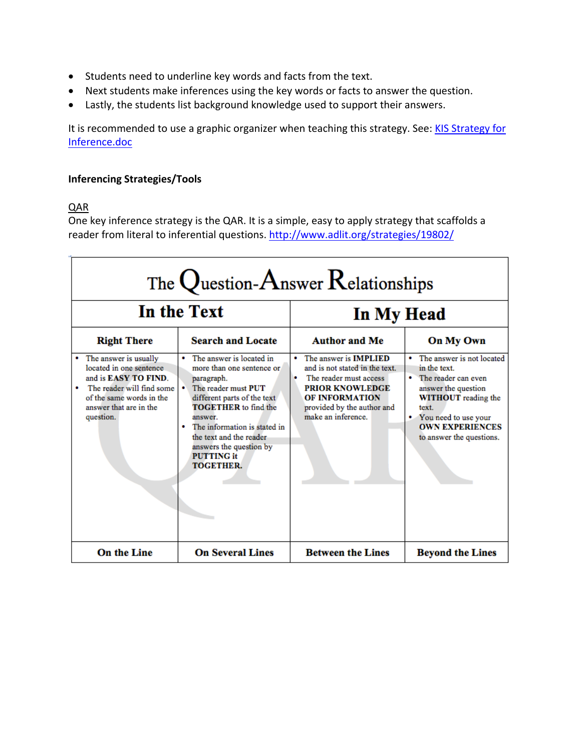- Students need to underline key words and facts from the text.
- Next students make inferences using the key words or facts to answer the question.
- Lastly, the students list background knowledge used to support their answers.

It is recommended to use a graphic organizer when teaching this strategy. See: [KIS Strategy for Inference.doc]()

**Inferencing Strategies/Tools**

QAR

One key inference strategy is the QAR. It is a simple, easy to apply strategy that scaffolds a reader from literal to inferential questions. [http://www.adlit.org/strategies/19802/](http://www.adlit.org/strategies/19802/)

| The Question-Answer Relationships | | | |
|---|---|---|---|
| **In the Text** | | **In My Head** | |
| **Right There** | **Search and Locate** | **Author and Me** | **On My Own** |
| • The answer is usually located in one sentence and is **EASY TO FIND**.<br>• The reader will find some of the same words in the answer that are in the question. | • The answer is located in more than one sentence or paragraph.<br>• The reader must **PUT** different parts of the text **TOGETHER** to find the answer.<br>• The information is stated in the text and the reader answers the question by **PUTTING it TOGETHER.** | • The answer is **IMPLIED** and is not stated in the text.<br>• The reader must access **PRIOR KNOWLEDGE OF INFORMATION** provided by the author and make an inference. | • The answer is not located in the text.<br>• The reader can even answer the question **WITHOUT** reading the text.<br>• You need to use your **OWN EXPERIENCES** to answer the questions. |
| **On the Line** | **On Several Lines** | **Between the Lines** | **Beyond the Lines** |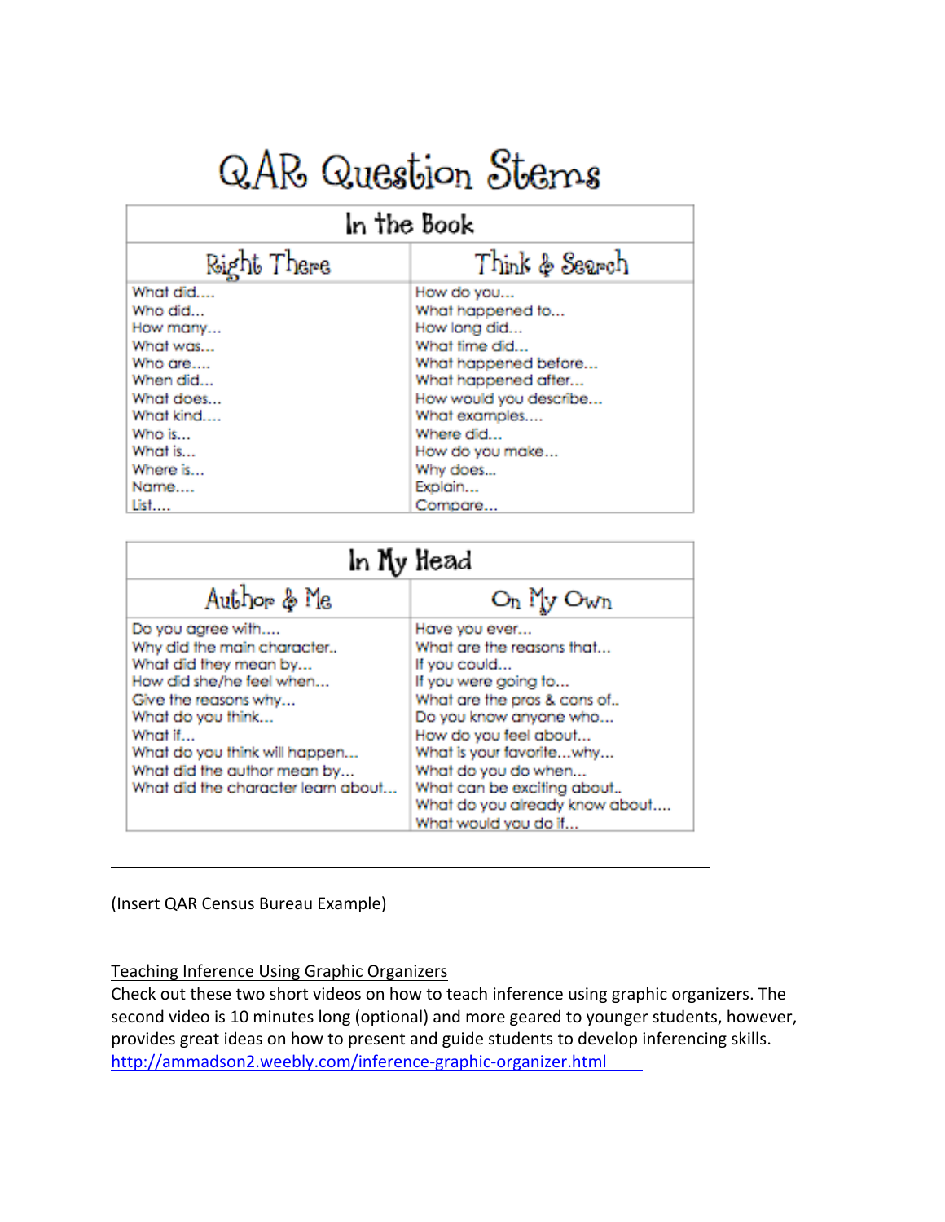# QAR Question Stems

| In the Book | |
|---|---|
| **Right There** | **Think & Search** |
| What did.... | How do you... |
| Who did... | What happened to... |
| How many... | How long did... |
| What was... | What time did... |
| Who are.... | What happened before... |
| When did... | What happened after... |
| What does... | How would you describe... |
| What kind.... | What examples.... |
| Who is... | Where did... |
| What is... | How do you make... |
| Where is... | Why does... |
| Name.... | Explain... |
| List.... | Compare... |

| In My Head | |
|---|---|
| **Author & Me** | **On My Own** |
| Do you agree with.... | Have you ever... |
| Why did the main character.. | What are the reasons that... |
| What did they mean by... | If you could... |
| How did she/he feel when... | If you were going to... |
| Give the reasons why... | What are the pros & cons of.. |
| What do you think... | Do you know anyone who... |
| What if... | How do you feel about... |
| What do you think will happen... | What is your favorite...why... |
| What did the author mean by... | What do you do when... |
| What did the character learn about... | What can be exciting about.. |
| | What do you already know about.... |
| | What would you do if... |

---

(Insert QAR Census Bureau Example)

Teaching Inference Using Graphic Organizers

Check out these two short videos on how to teach inference using graphic organizers. The second video is 10 minutes long (optional) and more geared to younger students, however, provides great ideas on how to present and guide students to develop inferencing skills. http://ammadson2.weebly.com/inference-graphic-organizer.html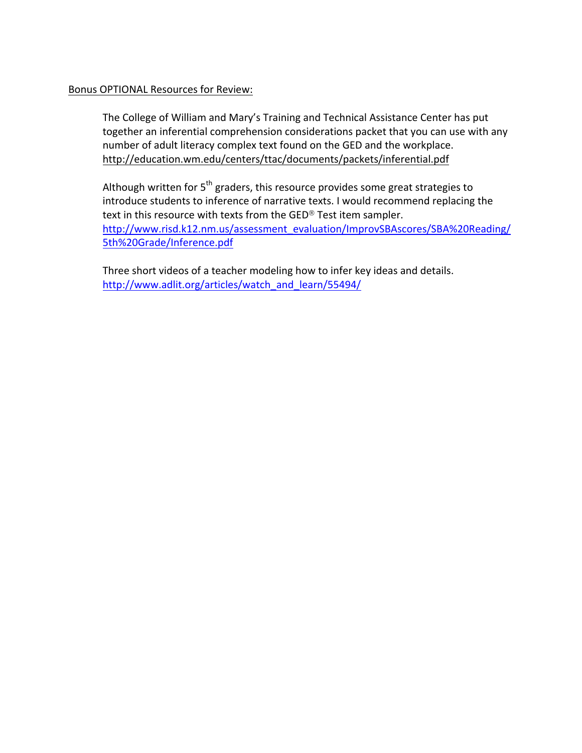Bonus OPTIONAL Resources for Review:

The College of William and Mary's Training and Technical Assistance Center has put together an inferential comprehension considerations packet that you can use with any number of adult literacy complex text found on the GED and the workplace. http://education.wm.edu/centers/ttac/documents/packets/inferential.pdf

Although written for 5th graders, this resource provides some great strategies to introduce students to inference of narrative texts. I would recommend replacing the text in this resource with texts from the GED® Test item sampler. http://www.risd.k12.nm.us/assessment_evaluation/ImprovSBAscores/SBA%20Reading/5th%20Grade/Inference.pdf

Three short videos of a teacher modeling how to infer key ideas and details. http://www.adlit.org/articles/watch_and_learn/55494/